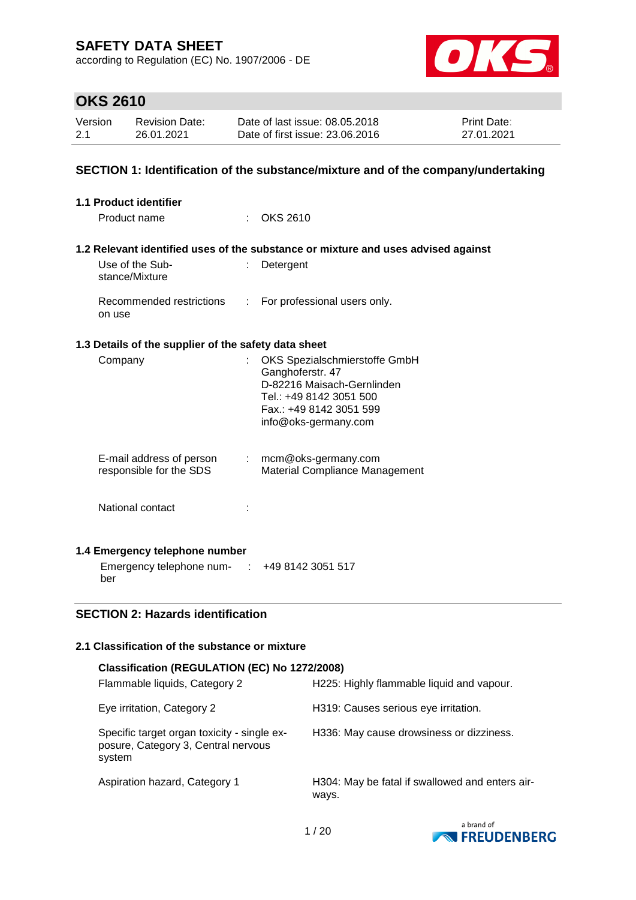# SAFETY DATA SHEET

according to Regulation (EC) No. 1907/2006 - DE

## OKS 2610

| Version | Revision Date: | Date of last issue: 08.05.2018 | Print Date: |
|---|---|---|---|
| 2.1 | 26.01.2021 | Date of first issue: 23.06.2016 | 27.01.2021 |

## SECTION 1: Identification of the substance/mixture and of the company/undertaking

### 1.1 Product identifier

Product name : OKS 2610

### 1.2 Relevant identified uses of the substance or mixture and uses advised against

Use of the Substance/Mixture : Detergent

Recommended restrictions on use : For professional users only.

### 1.3 Details of the supplier of the safety data sheet

Company : OKS Spezialschmierstoffe GmbH
Ganghoferstr. 47
D-82216 Maisach-Gernlinden
Tel.: +49 8142 3051 500
Fax.: +49 8142 3051 599
info@oks-germany.com

E-mail address of person responsible for the SDS : mcm@oks-germany.com
Material Compliance Management

National contact :

### 1.4 Emergency telephone number

Emergency telephone number : +49 8142 3051 517

## SECTION 2: Hazards identification

### 2.1 Classification of the substance or mixture

**Classification (REGULATION (EC) No 1272/2008)**

| | |
|---|---|
| Flammable liquids, Category 2 | H225: Highly flammable liquid and vapour. |
| Eye irritation, Category 2 | H319: Causes serious eye irritation. |
| Specific target organ toxicity - single exposure, Category 3, Central nervous system | H336: May cause drowsiness or dizziness. |
| Aspiration hazard, Category 1 | H304: May be fatal if swallowed and enters airways. |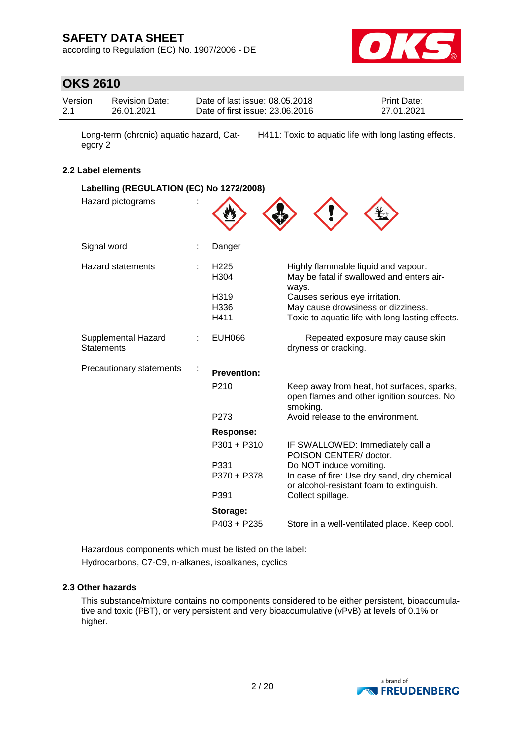| | |
|---|---|
| Long-term (chronic) aquatic hazard, Category 2 | H411: Toxic to aquatic life with long lasting effects. |

### 2.2 Label elements

**Labelling (REGULATION (EC) No 1272/2008)**

| | | | |
|---|---|---|---|
| Hazard pictograms | : | | |
| Signal word | : | Danger | |
| Hazard statements | : | H225 | Highly flammable liquid and vapour. |
| | | H304 | May be fatal if swallowed and enters airways. |
| | | H319 | Causes serious eye irritation. |
| | | H336 | May cause drowsiness or dizziness. |
| | | H411 | Toxic to aquatic life with long lasting effects. |
| Supplemental Hazard Statements | : | EUH066 | Repeated exposure may cause skin dryness or cracking. |
| Precautionary statements | : | **Prevention:** | |
| | | P210 | Keep away from heat, hot surfaces, sparks, open flames and other ignition sources. No smoking. |
| | | P273 | Avoid release to the environment. |
| | | **Response:** | |
| | | P301 + P310 | IF SWALLOWED: Immediately call a POISON CENTER/ doctor. |
| | | P331 | Do NOT induce vomiting. |
| | | P370 + P378 | In case of fire: Use dry sand, dry chemical or alcohol-resistant foam to extinguish. |
| | | P391 | Collect spillage. |
| | | **Storage:** | |
| | | P403 + P235 | Store in a well-ventilated place. Keep cool. |

Hazardous components which must be listed on the label:
Hydrocarbons, C7-C9, n-alkanes, isoalkanes, cyclics

### 2.3 Other hazards

This substance/mixture contains no components considered to be either persistent, bioaccumulative and toxic (PBT), or very persistent and very bioaccumulative (vPvB) at levels of 0.1% or higher.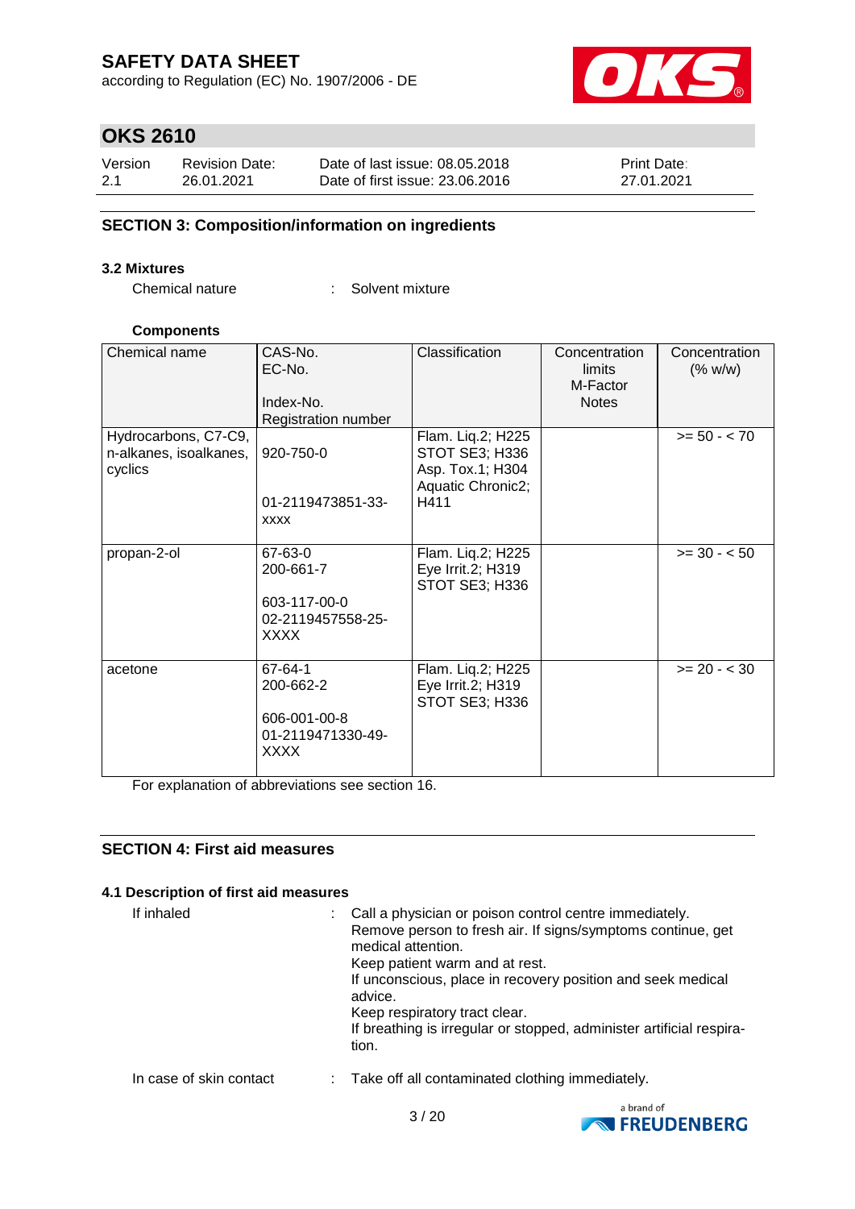## SECTION 3: Composition/information on ingredients

### 3.2 Mixtures

Chemical nature : Solvent mixture

**Components**

| Chemical name | CAS-No.<br>EC-No.<br>Index-No.<br>Registration number | Classification | Concentration limits<br>M-Factor<br>Notes | Concentration (% w/w) |
|---|---|---|---|---|
| Hydrocarbons, C7-C9, n-alkanes, isoalkanes, cyclics | 920-750-0<br>01-2119473851-33-xxxx | Flam. Liq.2; H225<br>STOT SE3; H336<br>Asp. Tox.1; H304<br>Aquatic Chronic2; H411 | | >= 50 - < 70 |
| propan-2-ol | 67-63-0<br>200-661-7<br>603-117-00-0<br>02-2119457558-25-XXXX | Flam. Liq.2; H225<br>Eye Irrit.2; H319<br>STOT SE3; H336 | | >= 30 - < 50 |
| acetone | 67-64-1<br>200-662-2<br>606-001-00-8<br>01-2119471330-49-XXXX | Flam. Liq.2; H225<br>Eye Irrit.2; H319<br>STOT SE3; H336 | | >= 20 - < 30 |

For explanation of abbreviations see section 16.

## SECTION 4: First aid measures

### 4.1 Description of first aid measures

If inhaled : Call a physician or poison control centre immediately.
Remove person to fresh air. If signs/symptoms continue, get medical attention.
Keep patient warm and at rest.
If unconscious, place in recovery position and seek medical advice.
Keep respiratory tract clear.
If breathing is irregular or stopped, administer artificial respiration.

In case of skin contact : Take off all contaminated clothing immediately.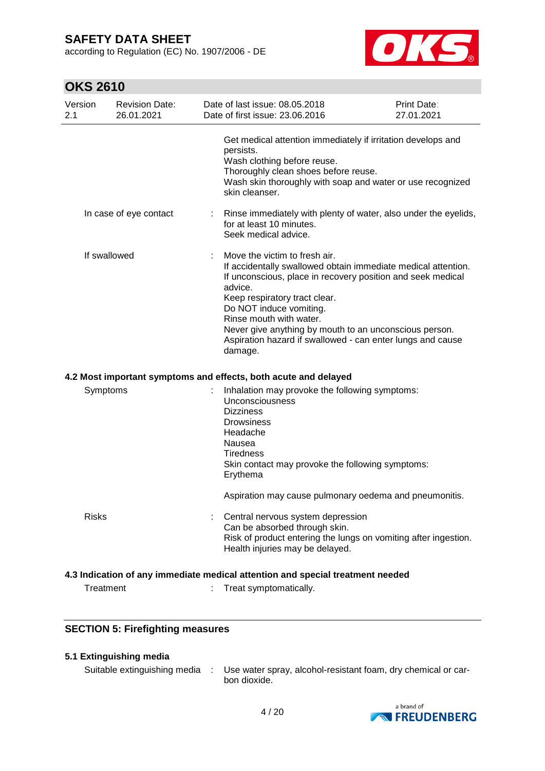Get medical attention immediately if irritation develops and persists.
Wash clothing before reuse.
Thoroughly clean shoes before reuse.
Wash skin thoroughly with soap and water or use recognized skin cleanser.

In case of eye contact : Rinse immediately with plenty of water, also under the eyelids, for at least 10 minutes.
Seek medical advice.

If swallowed : Move the victim to fresh air.
If accidentally swallowed obtain immediate medical attention.
If unconscious, place in recovery position and seek medical advice.
Keep respiratory tract clear.
Do NOT induce vomiting.
Rinse mouth with water.
Never give anything by mouth to an unconscious person.
Aspiration hazard if swallowed - can enter lungs and cause damage.

### 4.2 Most important symptoms and effects, both acute and delayed

Symptoms : Inhalation may provoke the following symptoms:
Unconsciousness
Dizziness
Drowsiness
Headache
Nausea
Tiredness
Skin contact may provoke the following symptoms:
Erythema

Aspiration may cause pulmonary oedema and pneumonitis.

Risks : Central nervous system depression
Can be absorbed through skin.
Risk of product entering the lungs on vomiting after ingestion.
Health injuries may be delayed.

### 4.3 Indication of any immediate medical attention and special treatment needed

Treatment : Treat symptomatically.

## SECTION 5: Firefighting measures

### 5.1 Extinguishing media

Suitable extinguishing media : Use water spray, alcohol-resistant foam, dry chemical or carbon dioxide.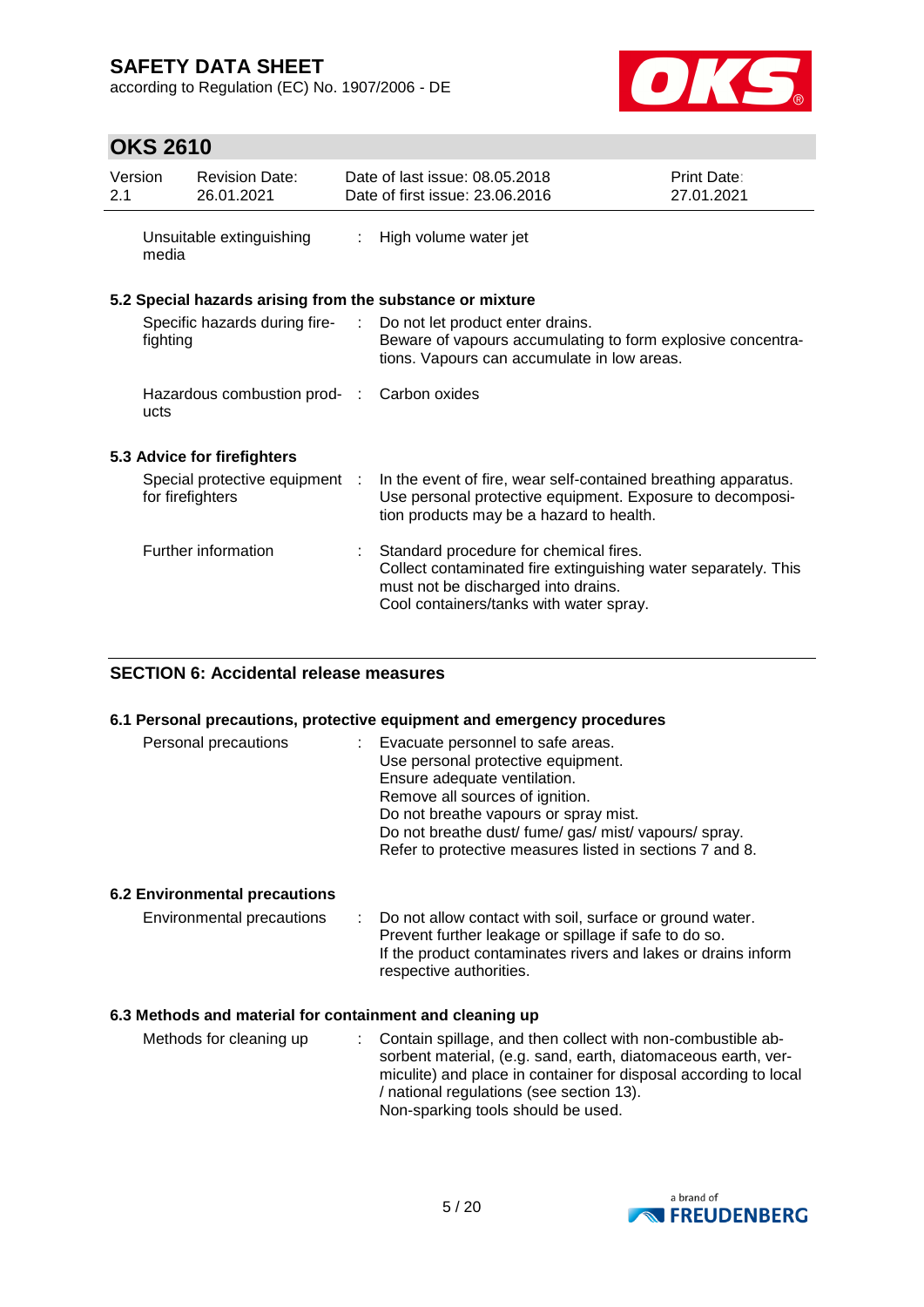| | |
|---|---|
| Unsuitable extinguishing media | : High volume water jet |

### 5.2 Special hazards arising from the substance or mixture

| | |
|---|---|
| Specific hazards during fire-fighting | : Do not let product enter drains.<br>Beware of vapours accumulating to form explosive concentrations. Vapours can accumulate in low areas. |
| Hazardous combustion products | : Carbon oxides |

### 5.3 Advice for firefighters

| | |
|---|---|
| Special protective equipment for firefighters | : In the event of fire, wear self-contained breathing apparatus. Use personal protective equipment. Exposure to decomposition products may be a hazard to health. |
| Further information | : Standard procedure for chemical fires.<br>Collect contaminated fire extinguishing water separately. This must not be discharged into drains.<br>Cool containers/tanks with water spray. |

## SECTION 6: Accidental release measures

### 6.1 Personal precautions, protective equipment and emergency procedures

| | |
|---|---|
| Personal precautions | : Evacuate personnel to safe areas.<br>Use personal protective equipment.<br>Ensure adequate ventilation.<br>Remove all sources of ignition.<br>Do not breathe vapours or spray mist.<br>Do not breathe dust/ fume/ gas/ mist/ vapours/ spray.<br>Refer to protective measures listed in sections 7 and 8. |

### 6.2 Environmental precautions

| | |
|---|---|
| Environmental precautions | : Do not allow contact with soil, surface or ground water.<br>Prevent further leakage or spillage if safe to do so.<br>If the product contaminates rivers and lakes or drains inform respective authorities. |

### 6.3 Methods and material for containment and cleaning up

| | |
|---|---|
| Methods for cleaning up | : Contain spillage, and then collect with non-combustible absorbent material, (e.g. sand, earth, diatomaceous earth, vermiculite) and place in container for disposal according to local / national regulations (see section 13).<br>Non-sparking tools should be used. |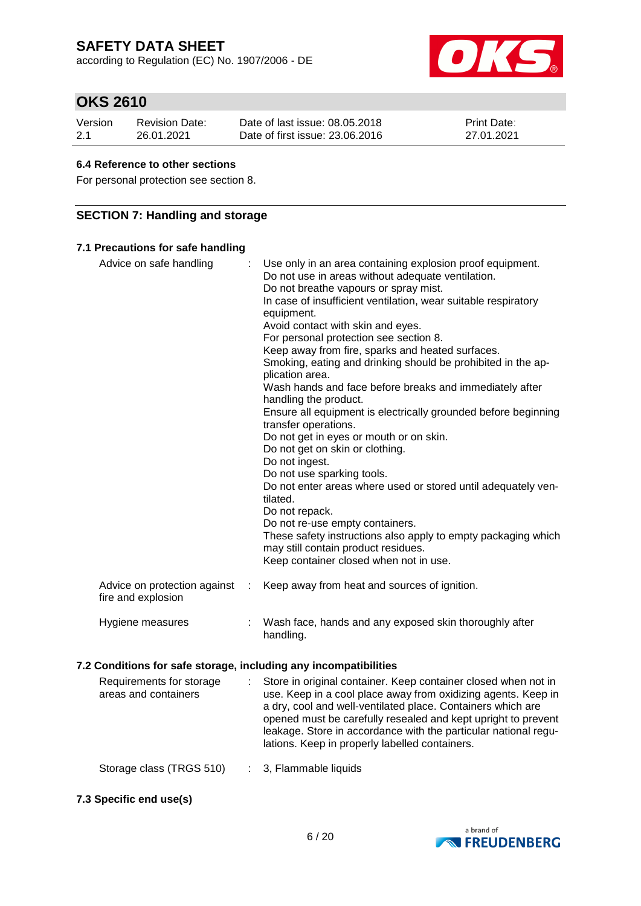### 6.4 Reference to other sections

For personal protection see section 8.

## SECTION 7: Handling and storage

### 7.1 Precautions for safe handling

Advice on safe handling : Use only in an area containing explosion proof equipment.
Do not use in areas without adequate ventilation.
Do not breathe vapours or spray mist.
In case of insufficient ventilation, wear suitable respiratory equipment.
Avoid contact with skin and eyes.
For personal protection see section 8.
Keep away from fire, sparks and heated surfaces.
Smoking, eating and drinking should be prohibited in the application area.
Wash hands and face before breaks and immediately after handling the product.
Ensure all equipment is electrically grounded before beginning transfer operations.
Do not get in eyes or mouth or on skin.
Do not get on skin or clothing.
Do not ingest.
Do not use sparking tools.
Do not enter areas where used or stored until adequately ventilated.
Do not repack.
Do not re-use empty containers.
These safety instructions also apply to empty packaging which may still contain product residues.
Keep container closed when not in use.

Advice on protection against fire and explosion : Keep away from heat and sources of ignition.

Hygiene measures : Wash face, hands and any exposed skin thoroughly after handling.

### 7.2 Conditions for safe storage, including any incompatibilities

Requirements for storage areas and containers : Store in original container. Keep container closed when not in use. Keep in a cool place away from oxidizing agents. Keep in a dry, cool and well-ventilated place. Containers which are opened must be carefully resealed and kept upright to prevent leakage. Store in accordance with the particular national regulations. Keep in properly labelled containers.

Storage class (TRGS 510) : 3, Flammable liquids

### 7.3 Specific end use(s)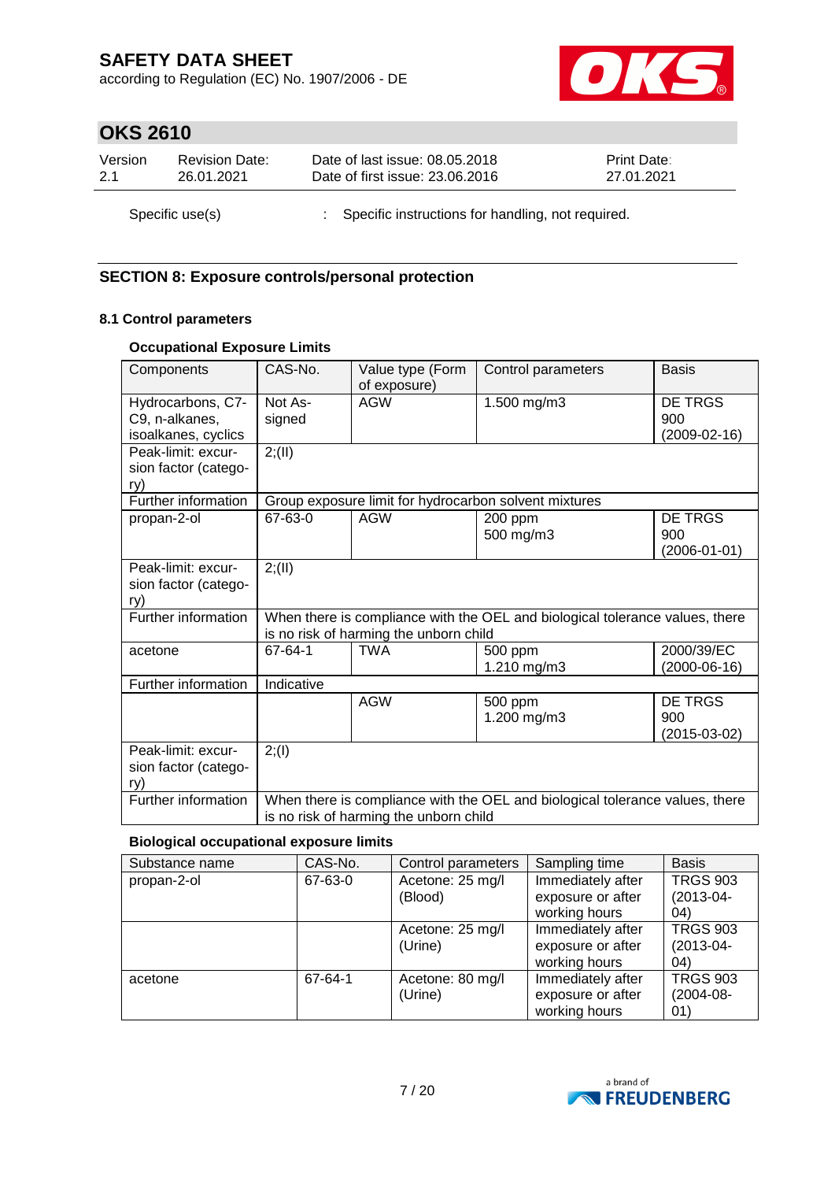Specific use(s) : Specific instructions for handling, not required.

## SECTION 8: Exposure controls/personal protection

### 8.1 Control parameters

#### Occupational Exposure Limits

| Components | CAS-No. | Value type (Form of exposure) | Control parameters | Basis |
|---|---|---|---|---|
| Hydrocarbons, C7-C9, n-alkanes, isoalkanes, cyclics | Not Assigned | AGW | 1.500 mg/m3 | DE TRGS 900 (2009-02-16) |
| Peak-limit: excursion factor (category) | 2;(II) | | | |
| Further information | Group exposure limit for hydrocarbon solvent mixtures | | | |
| propan-2-ol | 67-63-0 | AGW | 200 ppm 500 mg/m3 | DE TRGS 900 (2006-01-01) |
| Peak-limit: excursion factor (category) | 2;(II) | | | |
| Further information | When there is compliance with the OEL and biological tolerance values, there is no risk of harming the unborn child | | | |
| acetone | 67-64-1 | TWA | 500 ppm 1.210 mg/m3 | 2000/39/EC (2000-06-16) |
| Further information | Indicative | | | |
| | | AGW | 500 ppm 1.200 mg/m3 | DE TRGS 900 (2015-03-02) |
| Peak-limit: excursion factor (category) | 2;(I) | | | |
| Further information | When there is compliance with the OEL and biological tolerance values, there is no risk of harming the unborn child | | | |

#### Biological occupational exposure limits

| Substance name | CAS-No. | Control parameters | Sampling time | Basis |
|---|---|---|---|---|
| propan-2-ol | 67-63-0 | Acetone: 25 mg/l (Blood) | Immediately after exposure or after working hours | TRGS 903 (2013-04-04) |
| | | Acetone: 25 mg/l (Urine) | Immediately after exposure or after working hours | TRGS 903 (2013-04-04) |
| acetone | 67-64-1 | Acetone: 80 mg/l (Urine) | Immediately after exposure or after working hours | TRGS 903 (2004-08-01) |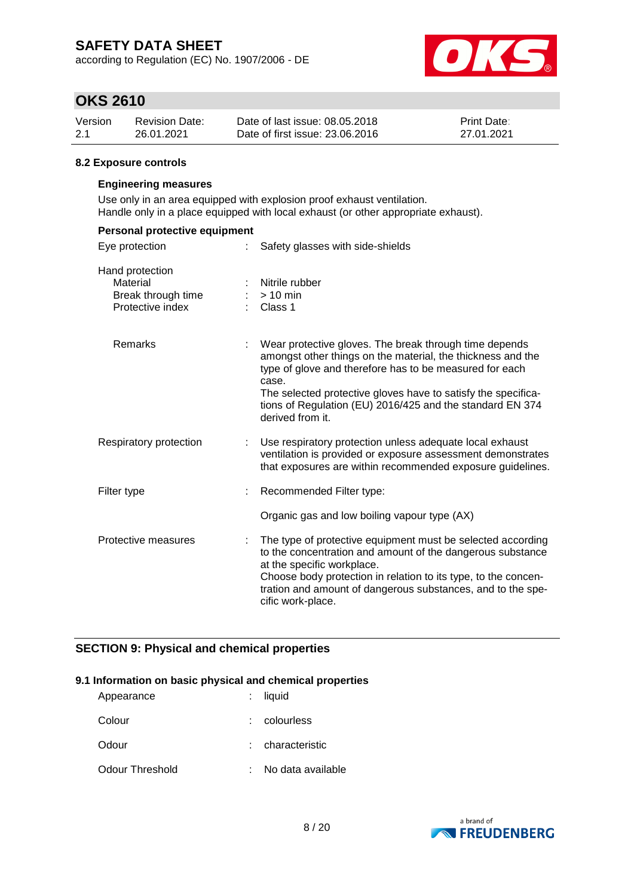### 8.2 Exposure controls

**Engineering measures**

Use only in an area equipped with explosion proof exhaust ventilation.
Handle only in a place equipped with local exhaust (or other appropriate exhaust).

**Personal protective equipment**

| | | |
|---|---|---|
| Eye protection | : | Safety glasses with side-shields |
| Hand protection | | |
| Material | : | Nitrile rubber |
| Break through time | : | > 10 min |
| Protective index | : | Class 1 |
| Remarks | : | Wear protective gloves. The break through time depends amongst other things on the material, the thickness and the type of glove and therefore has to be measured for each case. The selected protective gloves have to satisfy the specifications of Regulation (EU) 2016/425 and the standard EN 374 derived from it. |
| Respiratory protection | : | Use respiratory protection unless adequate local exhaust ventilation is provided or exposure assessment demonstrates that exposures are within recommended exposure guidelines. |
| Filter type | : | Recommended Filter type: Organic gas and low boiling vapour type (AX) |
| Protective measures | : | The type of protective equipment must be selected according to the concentration and amount of the dangerous substance at the specific workplace. Choose body protection in relation to its type, to the concentration and amount of dangerous substances, and to the specific work-place. |

## SECTION 9: Physical and chemical properties

### 9.1 Information on basic physical and chemical properties

| | | |
|---|---|---|
| Appearance | : | liquid |
| Colour | : | colourless |
| Odour | : | characteristic |
| Odour Threshold | : | No data available |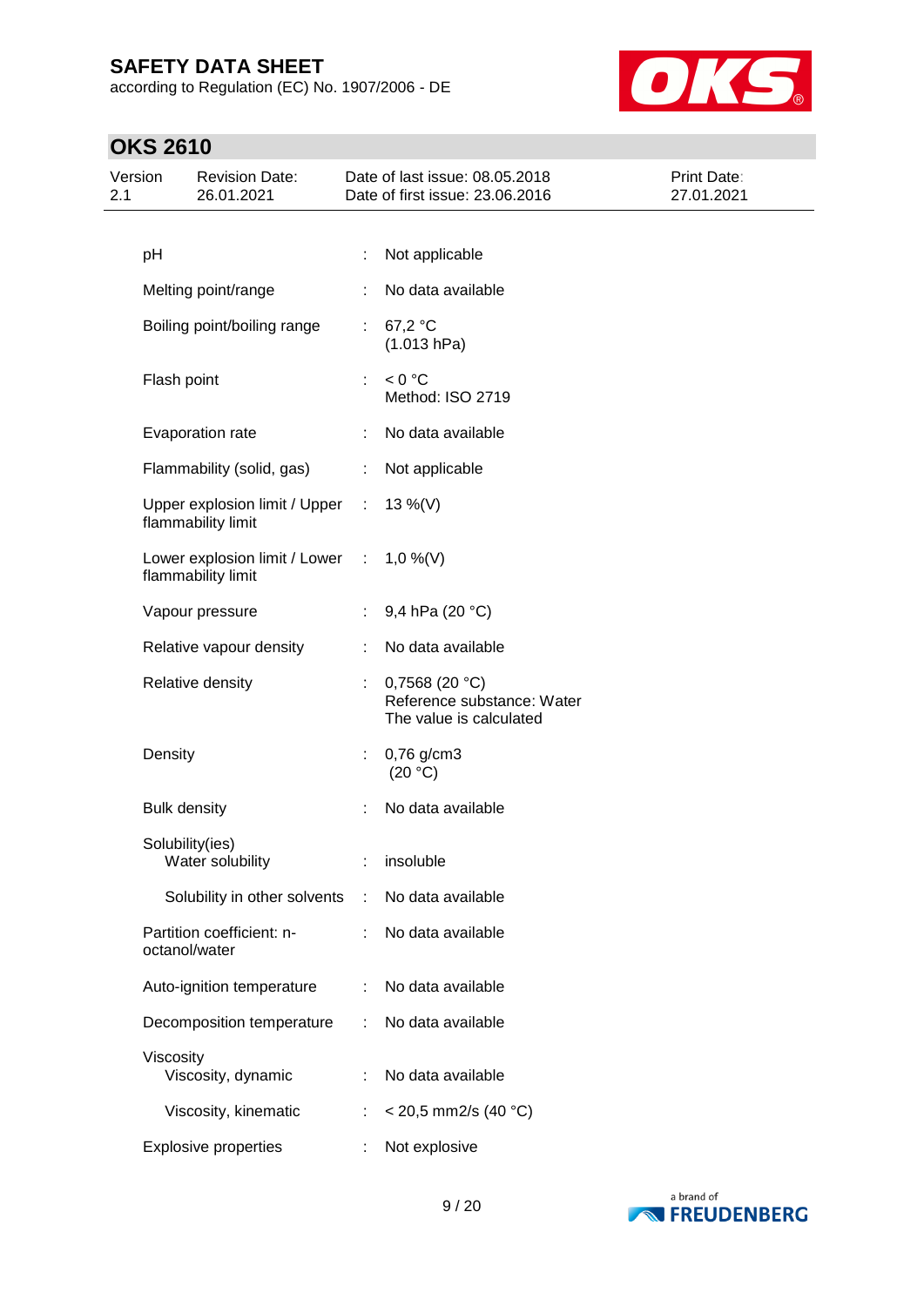| Property | | Value |
|---|---|---|
| pH | : | Not applicable |
| Melting point/range | : | No data available |
| Boiling point/boiling range | : | 67,2 °C<br>(1.013 hPa) |
| Flash point | : | < 0 °C<br>Method: ISO 2719 |
| Evaporation rate | : | No data available |
| Flammability (solid, gas) | : | Not applicable |
| Upper explosion limit / Upper flammability limit | : | 13 %(V) |
| Lower explosion limit / Lower flammability limit | : | 1,0 %(V) |
| Vapour pressure | : | 9,4 hPa (20 °C) |
| Relative vapour density | : | No data available |
| Relative density | : | 0,7568 (20 °C)<br>Reference substance: Water<br>The value is calculated |
| Density | : | 0,76 g/cm3<br>(20 °C) |
| Bulk density | : | No data available |
| Solubility(ies)<br>Water solubility | : | insoluble |
| Solubility in other solvents | : | No data available |
| Partition coefficient: n-octanol/water | : | No data available |
| Auto-ignition temperature | : | No data available |
| Decomposition temperature | : | No data available |
| Viscosity<br>Viscosity, dynamic | : | No data available |
| Viscosity, kinematic | : | < 20,5 mm2/s (40 °C) |
| Explosive properties | : | Not explosive |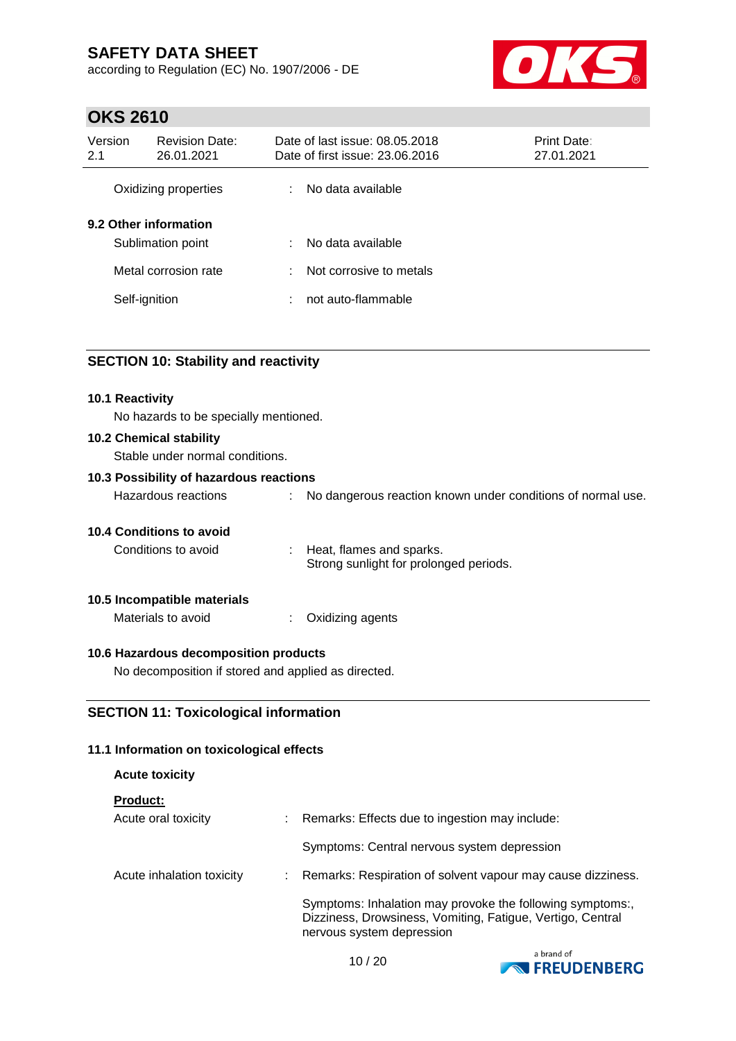| | | |
|---|---|---|
| Oxidizing properties | : | No data available |

**9.2 Other information**

| | | |
|---|---|---|
| Sublimation point | : | No data available |
| Metal corrosion rate | : | Not corrosive to metals |
| Self-ignition | : | not auto-flammable |

## SECTION 10: Stability and reactivity

**10.1 Reactivity**

No hazards to be specially mentioned.

**10.2 Chemical stability**

Stable under normal conditions.

**10.3 Possibility of hazardous reactions**

| | | |
|---|---|---|
| Hazardous reactions | : | No dangerous reaction known under conditions of normal use. |

**10.4 Conditions to avoid**

| | | |
|---|---|---|
| Conditions to avoid | : | Heat, flames and sparks.<br>Strong sunlight for prolonged periods. |

**10.5 Incompatible materials**

| | | |
|---|---|---|
| Materials to avoid | : | Oxidizing agents |

**10.6 Hazardous decomposition products**

No decomposition if stored and applied as directed.

## SECTION 11: Toxicological information

**11.1 Information on toxicological effects**

**Acute toxicity**

**Product:**

| | | |
|---|---|---|
| Acute oral toxicity | : | Remarks: Effects due to ingestion may include:<br><br>Symptoms: Central nervous system depression |
| Acute inhalation toxicity | : | Remarks: Respiration of solvent vapour may cause dizziness.<br><br>Symptoms: Inhalation may provoke the following symptoms:, Dizziness, Drowsiness, Vomiting, Fatigue, Vertigo, Central nervous system depression |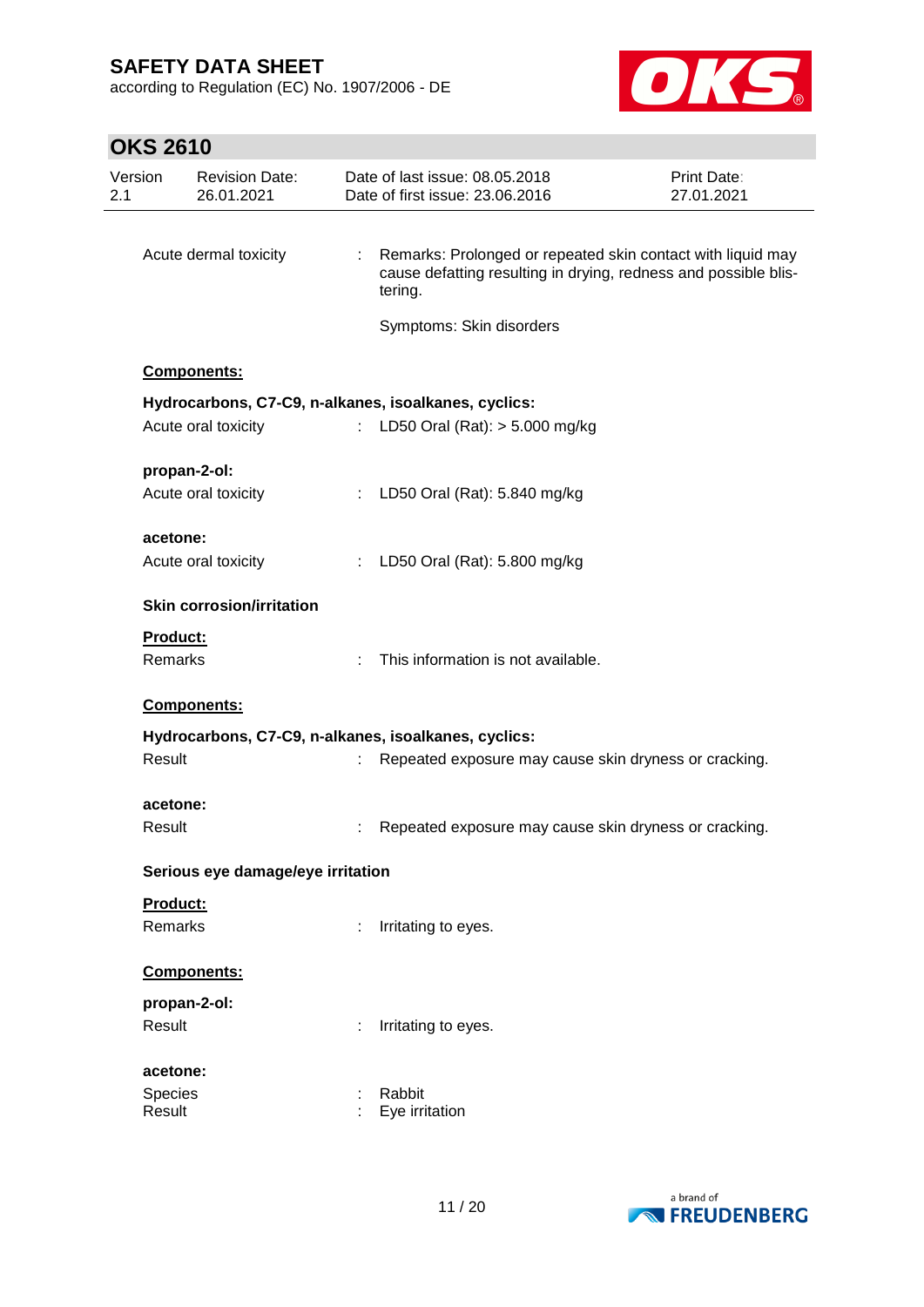Acute dermal toxicity : Remarks: Prolonged or repeated skin contact with liquid may cause defatting resulting in drying, redness and possible blistering.

Symptoms: Skin disorders

**Components:**

**Hydrocarbons, C7-C9, n-alkanes, isoalkanes, cyclics:**

Acute oral toxicity : LD50 Oral (Rat): > 5.000 mg/kg

**propan-2-ol:**

Acute oral toxicity : LD50 Oral (Rat): 5.840 mg/kg

**acetone:**

Acute oral toxicity : LD50 Oral (Rat): 5.800 mg/kg

**Skin corrosion/irritation**

**Product:**

Remarks : This information is not available.

**Components:**

**Hydrocarbons, C7-C9, n-alkanes, isoalkanes, cyclics:**

Result : Repeated exposure may cause skin dryness or cracking.

**acetone:**

Result : Repeated exposure may cause skin dryness or cracking.

**Serious eye damage/eye irritation**

**Product:**

Remarks : Irritating to eyes.

**Components:**

**propan-2-ol:**

Result : Irritating to eyes.

**acetone:**

Species : Rabbit
Result : Eye irritation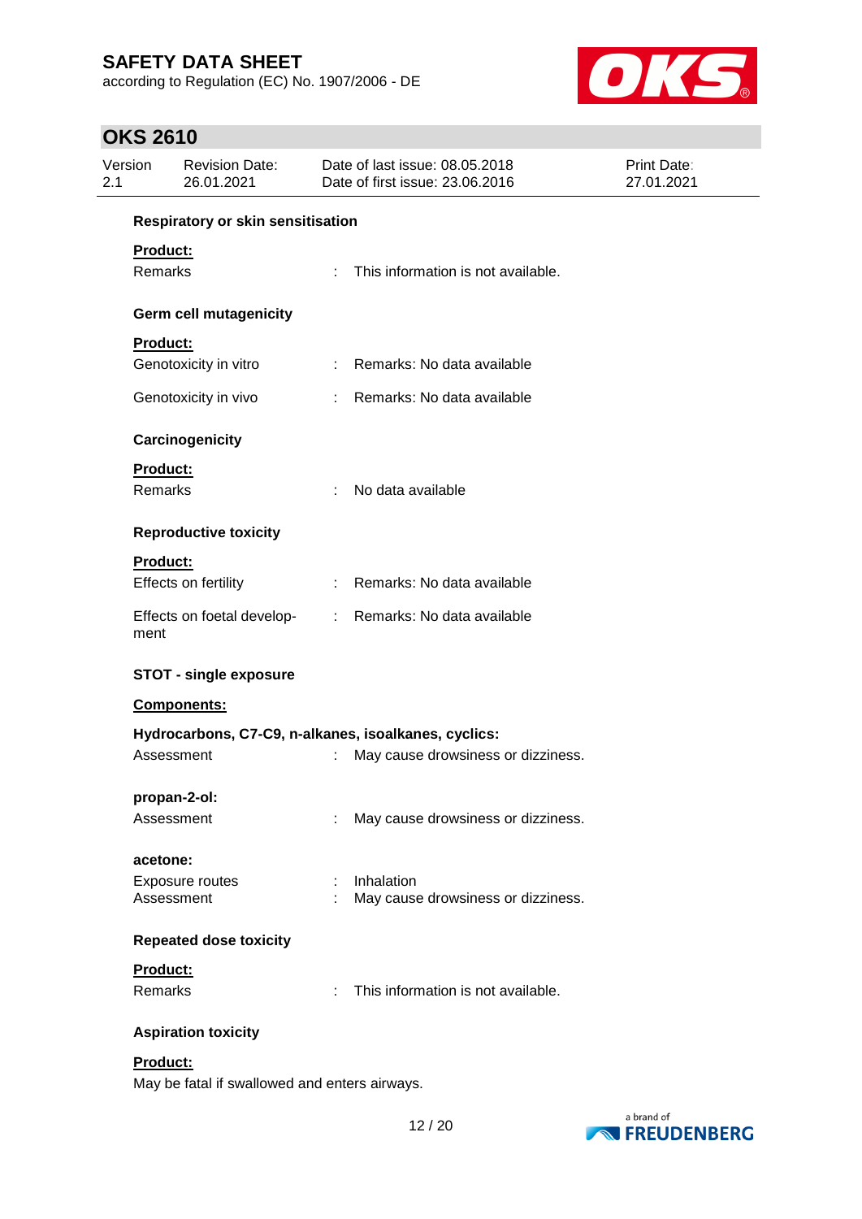**Respiratory or skin sensitisation**

**Product:**

Remarks : This information is not available.

**Germ cell mutagenicity**

**Product:**

Genotoxicity in vitro : Remarks: No data available

Genotoxicity in vivo : Remarks: No data available

**Carcinogenicity**

**Product:**

Remarks : No data available

**Reproductive toxicity**

**Product:**

Effects on fertility : Remarks: No data available

Effects on foetal development : Remarks: No data available

**STOT - single exposure**

**Components:**

**Hydrocarbons, C7-C9, n-alkanes, isoalkanes, cyclics:**

Assessment : May cause drowsiness or dizziness.

**propan-2-ol:**

Assessment : May cause drowsiness or dizziness.

**acetone:**

Exposure routes : Inhalation
Assessment : May cause drowsiness or dizziness.

**Repeated dose toxicity**

**Product:**

Remarks : This information is not available.

**Aspiration toxicity**

**Product:**

May be fatal if swallowed and enters airways.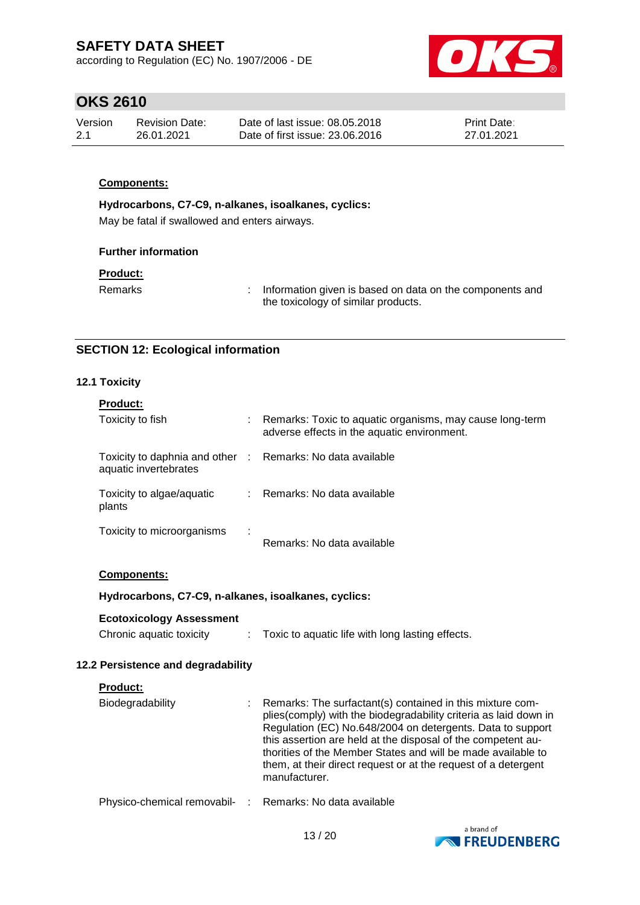**Components:**

**Hydrocarbons, C7-C9, n-alkanes, isoalkanes, cyclics:**

May be fatal if swallowed and enters airways.

**Further information**

**Product:**

| | | |
|---|---|---|
| Remarks | : | Information given is based on data on the components and the toxicology of similar products. |

## SECTION 12: Ecological information

### 12.1 Toxicity

**Product:**

| | | |
|---|---|---|
| Toxicity to fish | : | Remarks: Toxic to aquatic organisms, may cause long-term adverse effects in the aquatic environment. |
| Toxicity to daphnia and other aquatic invertebrates | : | Remarks: No data available |
| Toxicity to algae/aquatic plants | : | Remarks: No data available |
| Toxicity to microorganisms | : | Remarks: No data available |

**Components:**

**Hydrocarbons, C7-C9, n-alkanes, isoalkanes, cyclics:**

**Ecotoxicology Assessment**

| | | |
|---|---|---|
| Chronic aquatic toxicity | : | Toxic to aquatic life with long lasting effects. |

### 12.2 Persistence and degradability

**Product:**

| | | |
|---|---|---|
| Biodegradability | : | Remarks: The surfactant(s) contained in this mixture complies(comply) with the biodegradability criteria as laid down in Regulation (EC) No.648/2004 on detergents. Data to support this assertion are held at the disposal of the competent authorities of the Member States and will be made available to them, at their direct request or at the request of a detergent manufacturer. |
| Physico-chemical removabil- | : | Remarks: No data available |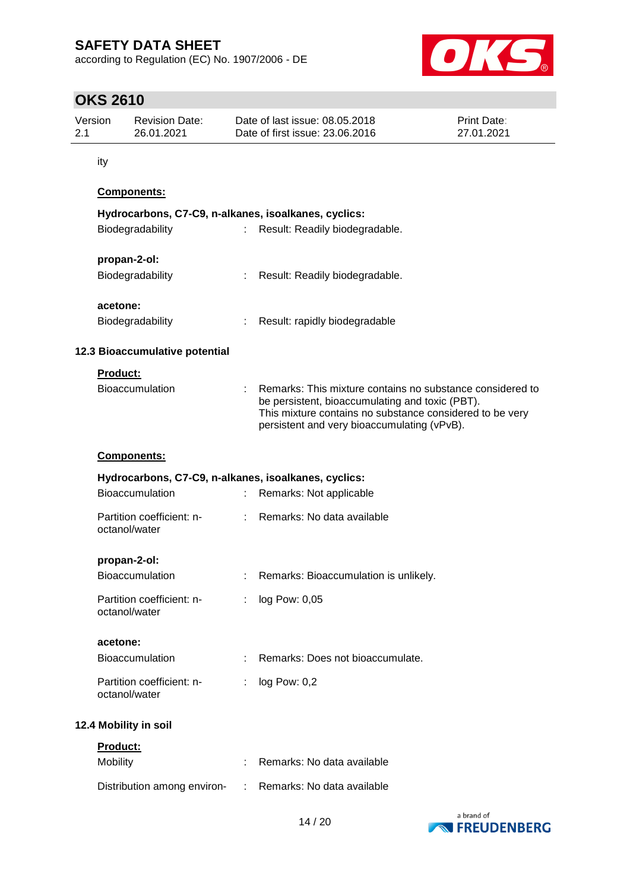ity

**Components:**

**Hydrocarbons, C7-C9, n-alkanes, isoalkanes, cyclics:**

| | | |
|---|---|---|
| Biodegradability | : | Result: Readily biodegradable. |

**propan-2-ol:**

| | | |
|---|---|---|
| Biodegradability | : | Result: Readily biodegradable. |

**acetone:**

| | | |
|---|---|---|
| Biodegradability | : | Result: rapidly biodegradable |

### 12.3 Bioaccumulative potential

**Product:**

| | | |
|---|---|---|
| Bioaccumulation | : | Remarks: This mixture contains no substance considered to be persistent, bioaccumulating and toxic (PBT). This mixture contains no substance considered to be very persistent and very bioaccumulating (vPvB). |

**Components:**

**Hydrocarbons, C7-C9, n-alkanes, isoalkanes, cyclics:**

| | | |
|---|---|---|
| Bioaccumulation | : | Remarks: Not applicable |
| Partition coefficient: n-octanol/water | : | Remarks: No data available |

**propan-2-ol:**

| | | |
|---|---|---|
| Bioaccumulation | : | Remarks: Bioaccumulation is unlikely. |
| Partition coefficient: n-octanol/water | : | log Pow: 0,05 |

**acetone:**

| | | |
|---|---|---|
| Bioaccumulation | : | Remarks: Does not bioaccumulate. |
| Partition coefficient: n-octanol/water | : | log Pow: 0,2 |

### 12.4 Mobility in soil

**Product:**

| | | |
|---|---|---|
| Mobility | : | Remarks: No data available |
| Distribution among environ- | : | Remarks: No data available |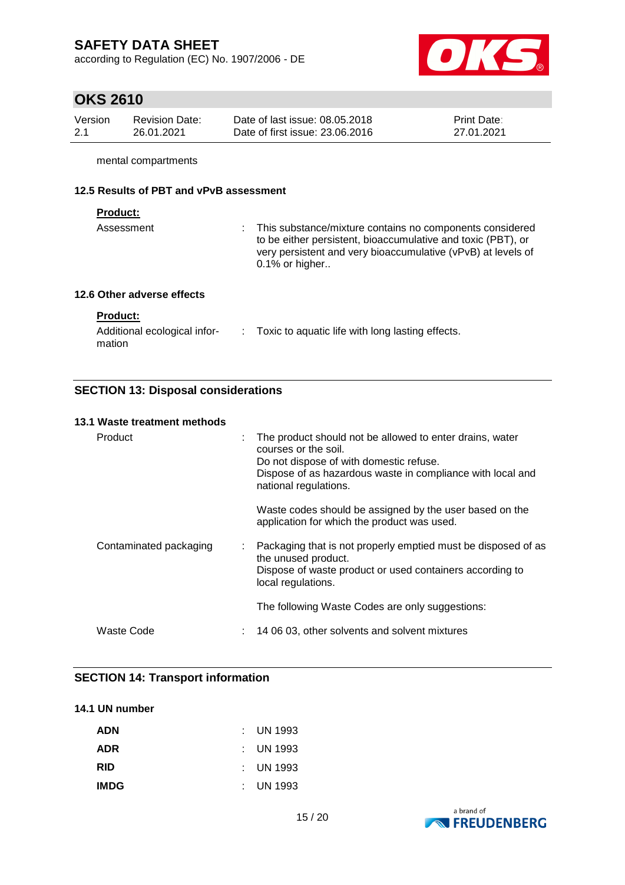mental compartments

### 12.5 Results of PBT and vPvB assessment

**Product:**

| | |
|---|---|
| Assessment | : This substance/mixture contains no components considered to be either persistent, bioaccumulative and toxic (PBT), or very persistent and very bioaccumulative (vPvB) at levels of 0.1% or higher.. |

### 12.6 Other adverse effects

**Product:**

| | |
|---|---|
| Additional ecological information | : Toxic to aquatic life with long lasting effects. |

## SECTION 13: Disposal considerations

### 13.1 Waste treatment methods

| | |
|---|---|
| Product | : The product should not be allowed to enter drains, water courses or the soil.<br>Do not dispose of with domestic refuse.<br>Dispose of as hazardous waste in compliance with local and national regulations.<br><br>Waste codes should be assigned by the user based on the application for which the product was used. |
| Contaminated packaging | : Packaging that is not properly emptied must be disposed of as the unused product.<br>Dispose of waste product or used containers according to local regulations.<br><br>The following Waste Codes are only suggestions: |
| Waste Code | : 14 06 03, other solvents and solvent mixtures |

## SECTION 14: Transport information

### 14.1 UN number

| | |
|---|---|
| **ADN** | : UN 1993 |
| **ADR** | : UN 1993 |
| **RID** | : UN 1993 |
| **IMDG** | : UN 1993 |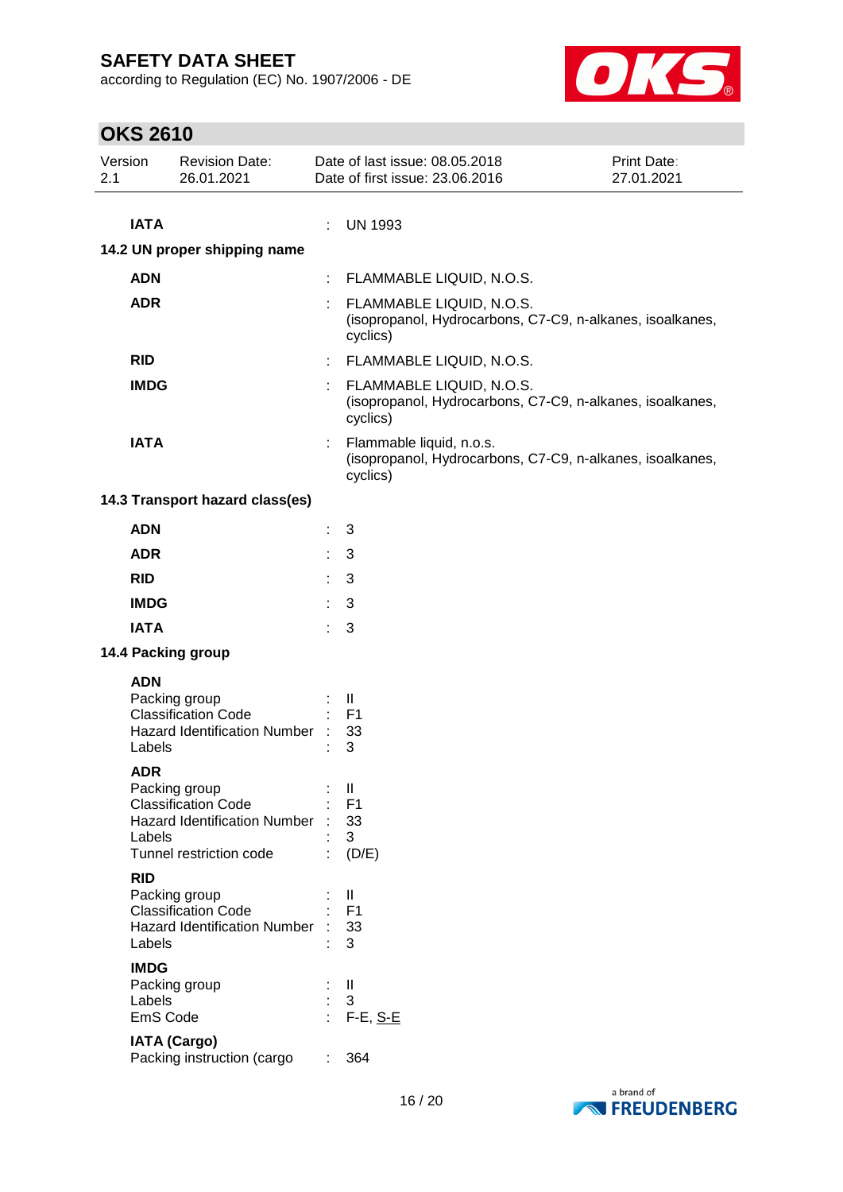| | | |
|---|---|---|
| **IATA** | : | UN 1993 |

**14.2 UN proper shipping name**

| | | |
|---|---|---|
| **ADN** | : | FLAMMABLE LIQUID, N.O.S. |
| **ADR** | : | FLAMMABLE LIQUID, N.O.S. (isopropanol, Hydrocarbons, C7-C9, n-alkanes, isoalkanes, cyclics) |
| **RID** | : | FLAMMABLE LIQUID, N.O.S. |
| **IMDG** | : | FLAMMABLE LIQUID, N.O.S. (isopropanol, Hydrocarbons, C7-C9, n-alkanes, isoalkanes, cyclics) |
| **IATA** | : | Flammable liquid, n.o.s. (isopropanol, Hydrocarbons, C7-C9, n-alkanes, isoalkanes, cyclics) |

**14.3 Transport hazard class(es)**

| | | |
|---|---|---|
| **ADN** | : | 3 |
| **ADR** | : | 3 |
| **RID** | : | 3 |
| **IMDG** | : | 3 |
| **IATA** | : | 3 |

**14.4 Packing group**

**ADN**

| | | |
|---|---|---|
| Packing group | : | II |
| Classification Code | : | F1 |
| Hazard Identification Number | : | 33 |
| Labels | : | 3 |

**ADR**

| | | |
|---|---|---|
| Packing group | : | II |
| Classification Code | : | F1 |
| Hazard Identification Number | : | 33 |
| Labels | : | 3 |
| Tunnel restriction code | : | (D/E) |

**RID**

| | | |
|---|---|---|
| Packing group | : | II |
| Classification Code | : | F1 |
| Hazard Identification Number | : | 33 |
| Labels | : | 3 |

**IMDG**

| | | |
|---|---|---|
| Packing group | : | II |
| Labels | : | 3 |
| EmS Code | : | F-E, S-E |

**IATA (Cargo)**

| | | |
|---|---|---|
| Packing instruction (cargo | : | 364 |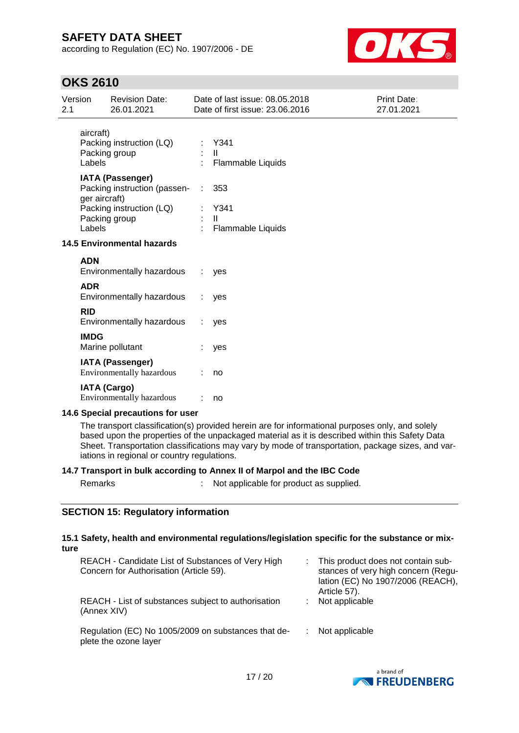aircraft)

| | | |
|---|---|---|
| Packing instruction (LQ) | : | Y341 |
| Packing group | : | II |
| Labels | : | Flammable Liquids |

**IATA (Passenger)**

| | | |
|---|---|---|
| Packing instruction (passenger aircraft) | : | 353 |
| Packing instruction (LQ) | : | Y341 |
| Packing group | : | II |
| Labels | : | Flammable Liquids |

**14.5 Environmental hazards**

**ADN**
Environmentally hazardous : yes

**ADR**
Environmentally hazardous : yes

**RID**
Environmentally hazardous : yes

**IMDG**
Marine pollutant : yes

**IATA (Passenger)**
Environmentally hazardous : no

**IATA (Cargo)**
Environmentally hazardous : no

**14.6 Special precautions for user**

The transport classification(s) provided herein are for informational purposes only, and solely based upon the properties of the unpackaged material as it is described within this Safety Data Sheet. Transportation classifications may vary by mode of transportation, package sizes, and variations in regional or country regulations.

**14.7 Transport in bulk according to Annex II of Marpol and the IBC Code**

Remarks : Not applicable for product as supplied.

## SECTION 15: Regulatory information

**15.1 Safety, health and environmental regulations/legislation specific for the substance or mixture**

| | | |
|---|---|---|
| REACH - Candidate List of Substances of Very High Concern for Authorisation (Article 59). | : | This product does not contain substances of very high concern (Regulation (EC) No 1907/2006 (REACH), Article 57). |
| REACH - List of substances subject to authorisation (Annex XIV) | : | Not applicable |
| Regulation (EC) No 1005/2009 on substances that deplete the ozone layer | : | Not applicable |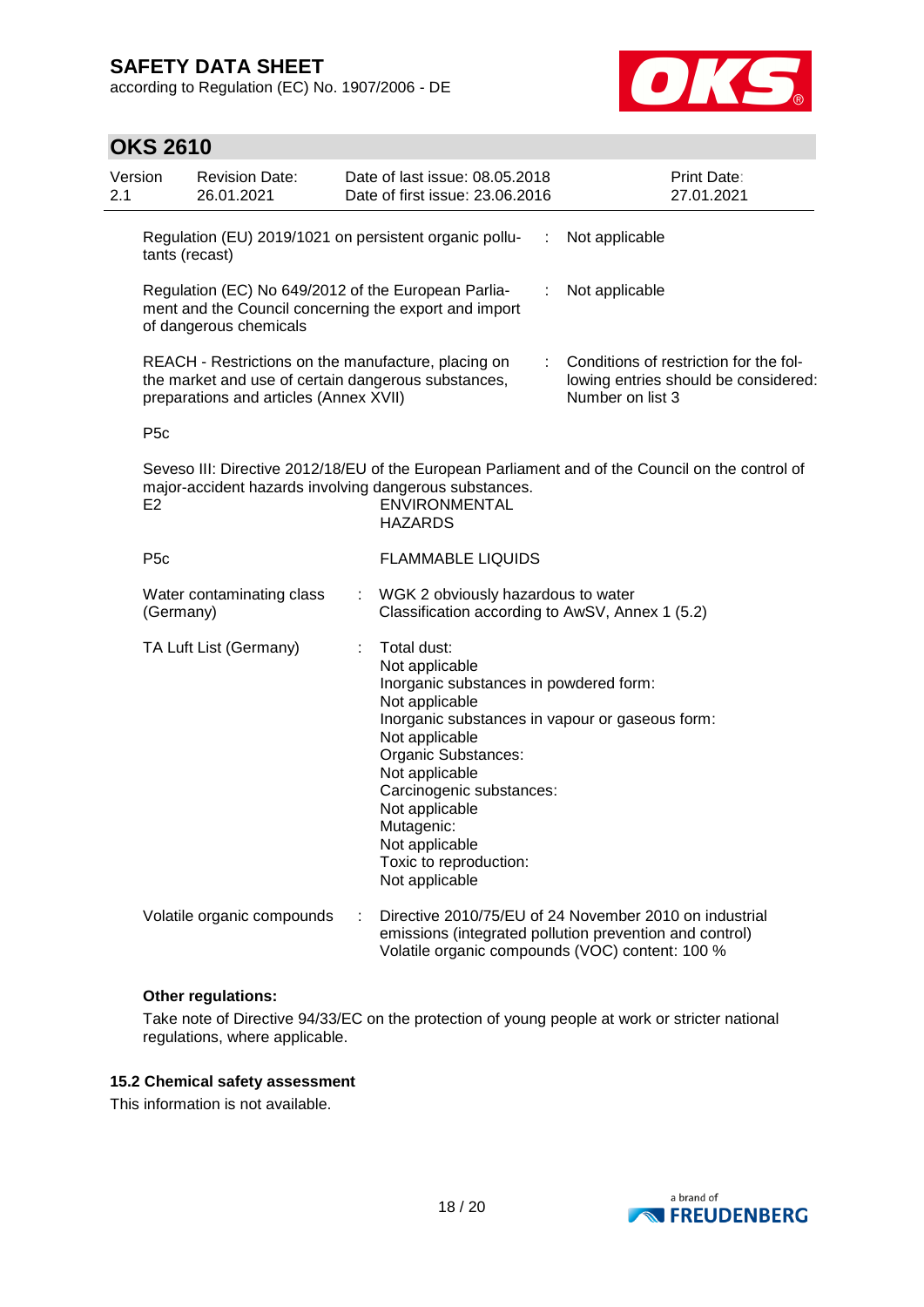| | | |
|---|---|---|
| Regulation (EU) 2019/1021 on persistent organic pollutants (recast) | : | Not applicable |
| Regulation (EC) No 649/2012 of the European Parliament and the Council concerning the export and import of dangerous chemicals | : | Not applicable |
| REACH - Restrictions on the manufacture, placing on the market and use of certain dangerous substances, preparations and articles (Annex XVII) | : | Conditions of restriction for the following entries should be considered: Number on list 3 |

P5c

Seveso III: Directive 2012/18/EU of the European Parliament and of the Council on the control of major-accident hazards involving dangerous substances.

| | |
|---|---|
| E2 | ENVIRONMENTAL HAZARDS |
| P5c | FLAMMABLE LIQUIDS |

| | | |
|---|---|---|
| Water contaminating class (Germany) | : | WGK 2 obviously hazardous to water<br>Classification according to AwSV, Annex 1 (5.2) |
| TA Luft List (Germany) | : | Total dust:<br>Not applicable<br>Inorganic substances in powdered form:<br>Not applicable<br>Inorganic substances in vapour or gaseous form:<br>Not applicable<br>Organic Substances:<br>Not applicable<br>Carcinogenic substances:<br>Not applicable<br>Mutagenic:<br>Not applicable<br>Toxic to reproduction:<br>Not applicable |
| Volatile organic compounds | : | Directive 2010/75/EU of 24 November 2010 on industrial emissions (integrated pollution prevention and control)<br>Volatile organic compounds (VOC) content: 100 % |

**Other regulations:**

Take note of Directive 94/33/EC on the protection of young people at work or stricter national regulations, where applicable.

### 15.2 Chemical safety assessment

This information is not available.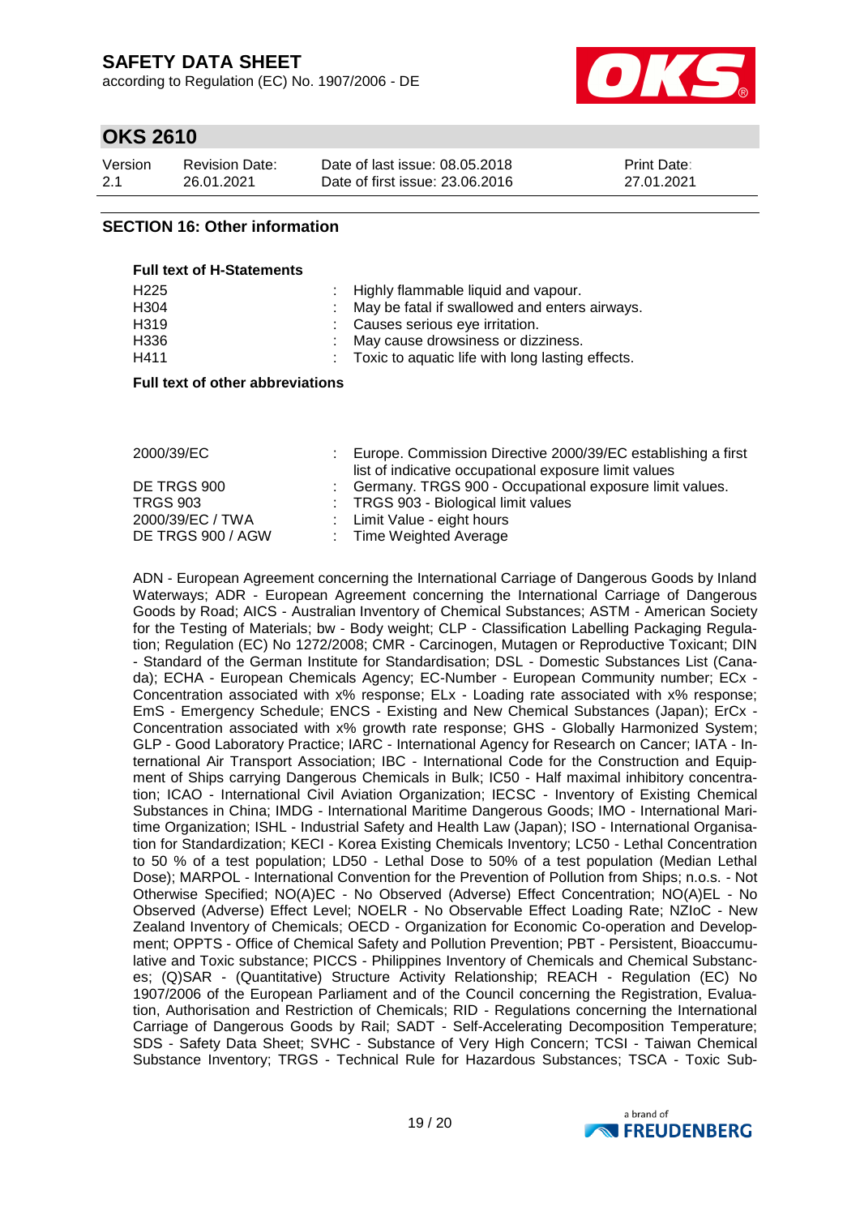## SECTION 16: Other information

**Full text of H-Statements**

| | |
|---|---|
| H225 | : Highly flammable liquid and vapour. |
| H304 | : May be fatal if swallowed and enters airways. |
| H319 | : Causes serious eye irritation. |
| H336 | : May cause drowsiness or dizziness. |
| H411 | : Toxic to aquatic life with long lasting effects. |

**Full text of other abbreviations**

| | |
|---|---|
| 2000/39/EC | : Europe. Commission Directive 2000/39/EC establishing a first list of indicative occupational exposure limit values |
| DE TRGS 900 | : Germany. TRGS 900 - Occupational exposure limit values. |
| TRGS 903 | : TRGS 903 - Biological limit values |
| 2000/39/EC / TWA | : Limit Value - eight hours |
| DE TRGS 900 / AGW | : Time Weighted Average |

ADN - European Agreement concerning the International Carriage of Dangerous Goods by Inland Waterways; ADR - European Agreement concerning the International Carriage of Dangerous Goods by Road; AICS - Australian Inventory of Chemical Substances; ASTM - American Society for the Testing of Materials; bw - Body weight; CLP - Classification Labelling Packaging Regulation; Regulation (EC) No 1272/2008; CMR - Carcinogen, Mutagen or Reproductive Toxicant; DIN - Standard of the German Institute for Standardisation; DSL - Domestic Substances List (Canada); ECHA - European Chemicals Agency; EC-Number - European Community number; ECx - Concentration associated with x% response; ELx - Loading rate associated with x% response; EmS - Emergency Schedule; ENCS - Existing and New Chemical Substances (Japan); ErCx - Concentration associated with x% growth rate response; GHS - Globally Harmonized System; GLP - Good Laboratory Practice; IARC - International Agency for Research on Cancer; IATA - International Air Transport Association; IBC - International Code for the Construction and Equipment of Ships carrying Dangerous Chemicals in Bulk; IC50 - Half maximal inhibitory concentration; ICAO - International Civil Aviation Organization; IECSC - Inventory of Existing Chemical Substances in China; IMDG - International Maritime Dangerous Goods; IMO - International Maritime Organization; ISHL - Industrial Safety and Health Law (Japan); ISO - International Organisation for Standardization; KECI - Korea Existing Chemicals Inventory; LC50 - Lethal Concentration to 50 % of a test population; LD50 - Lethal Dose to 50% of a test population (Median Lethal Dose); MARPOL - International Convention for the Prevention of Pollution from Ships; n.o.s. - Not Otherwise Specified; NO(A)EC - No Observed (Adverse) Effect Concentration; NO(A)EL - No Observed (Adverse) Effect Level; NOELR - No Observable Effect Loading Rate; NZIoC - New Zealand Inventory of Chemicals; OECD - Organization for Economic Co-operation and Development; OPPTS - Office of Chemical Safety and Pollution Prevention; PBT - Persistent, Bioaccumulative and Toxic substance; PICCS - Philippines Inventory of Chemicals and Chemical Substances; (Q)SAR - (Quantitative) Structure Activity Relationship; REACH - Regulation (EC) No 1907/2006 of the European Parliament and of the Council concerning the Registration, Evaluation, Authorisation and Restriction of Chemicals; RID - Regulations concerning the International Carriage of Dangerous Goods by Rail; SADT - Self-Accelerating Decomposition Temperature; SDS - Safety Data Sheet; SVHC - Substance of Very High Concern; TCSI - Taiwan Chemical Substance Inventory; TRGS - Technical Rule for Hazardous Substances; TSCA - Toxic Sub-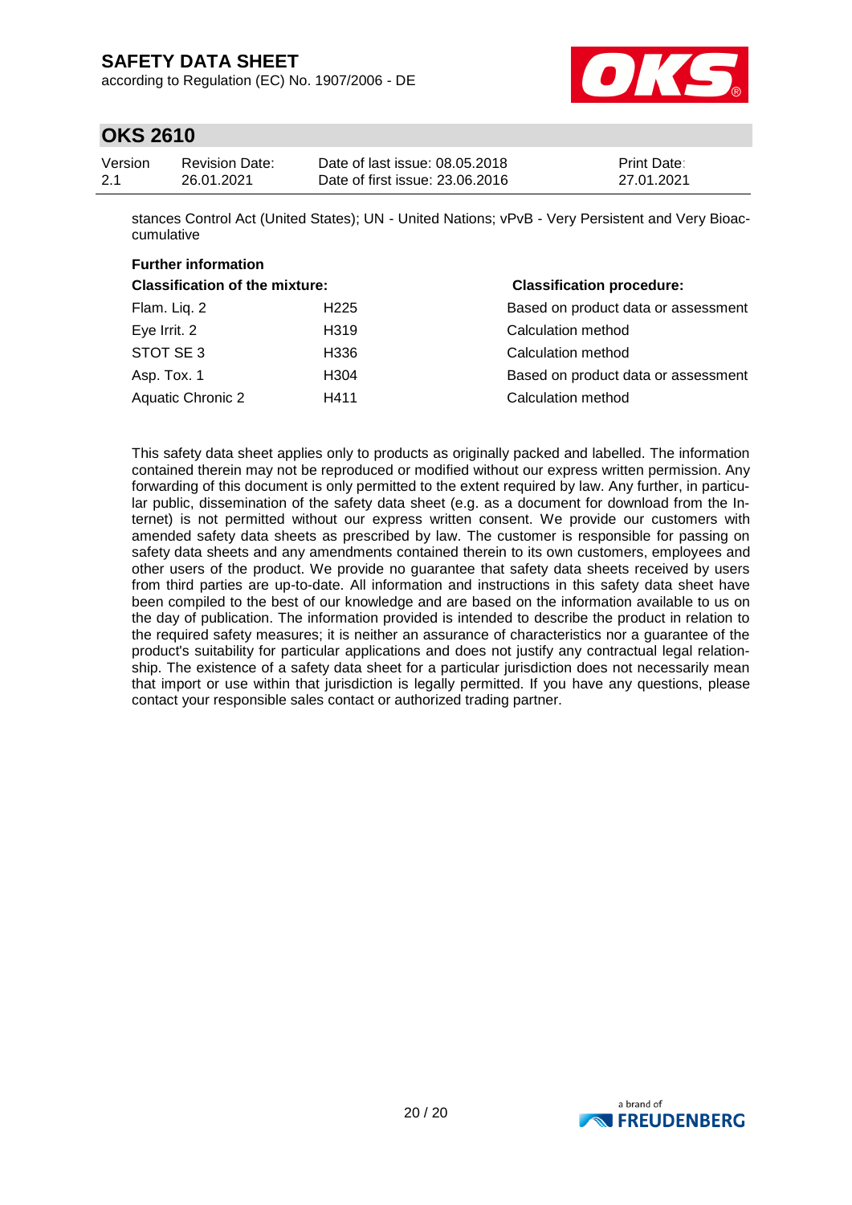stances Control Act (United States); UN - United Nations; vPvB - Very Persistent and Very Bioaccumulative

**Further information**

| **Classification of the mixture:** | | **Classification procedure:** |
|---|---|---|
| Flam. Liq. 2 | H225 | Based on product data or assessment |
| Eye Irrit. 2 | H319 | Calculation method |
| STOT SE 3 | H336 | Calculation method |
| Asp. Tox. 1 | H304 | Based on product data or assessment |
| Aquatic Chronic 2 | H411 | Calculation method |

This safety data sheet applies only to products as originally packed and labelled. The information contained therein may not be reproduced or modified without our express written permission. Any forwarding of this document is only permitted to the extent required by law. Any further, in particular public, dissemination of the safety data sheet (e.g. as a document for download from the Internet) is not permitted without our express written consent. We provide our customers with amended safety data sheets as prescribed by law. The customer is responsible for passing on safety data sheets and any amendments contained therein to its own customers, employees and other users of the product. We provide no guarantee that safety data sheets received by users from third parties are up-to-date. All information and instructions in this safety data sheet have been compiled to the best of our knowledge and are based on the information available to us on the day of publication. The information provided is intended to describe the product in relation to the required safety measures; it is neither an assurance of characteristics nor a guarantee of the product's suitability for particular applications and does not justify any contractual legal relationship. The existence of a safety data sheet for a particular jurisdiction does not necessarily mean that import or use within that jurisdiction is legally permitted. If you have any questions, please contact your responsible sales contact or authorized trading partner.